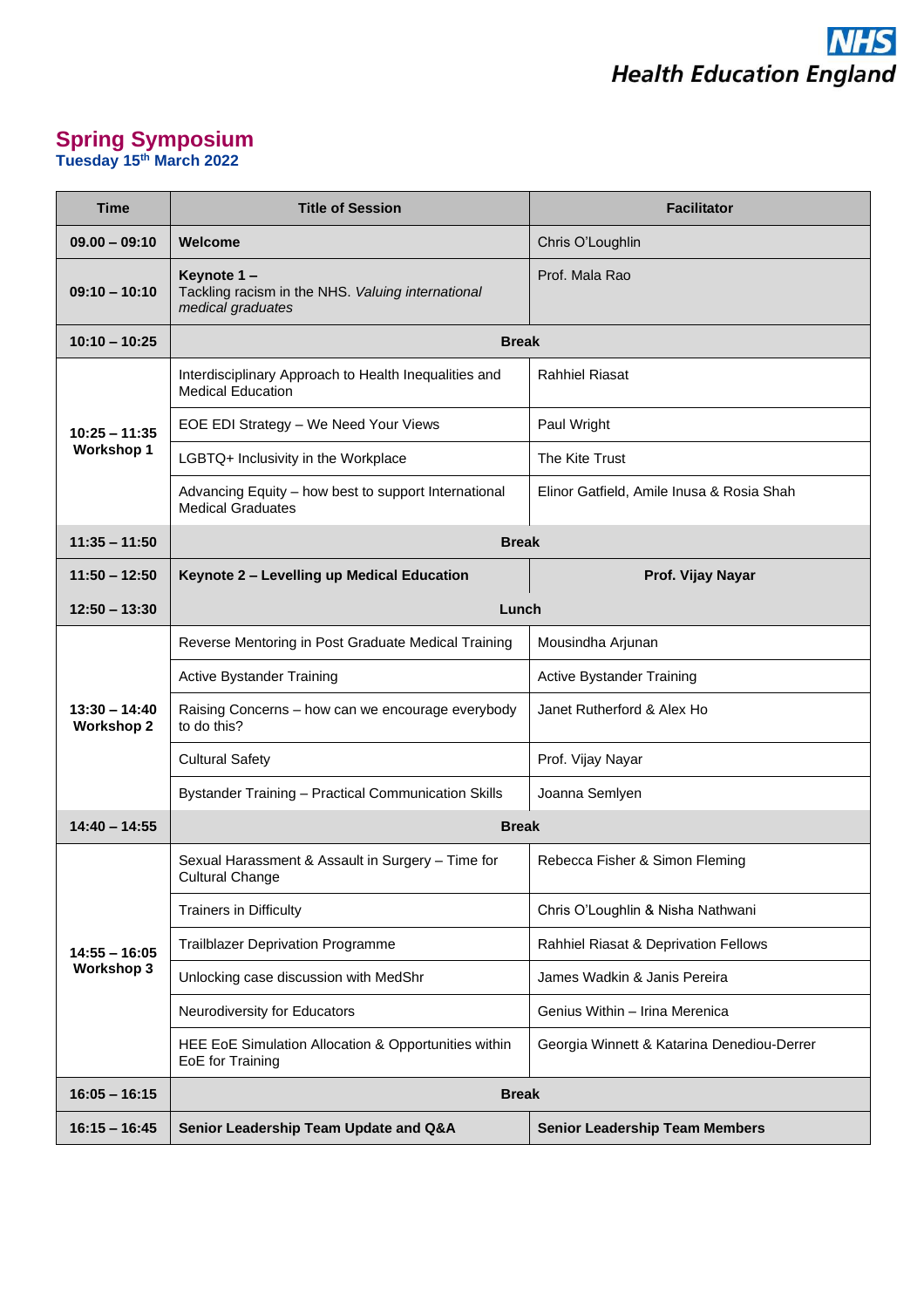NHS
Health Education England

# Spring Symposium

**Tuesday 15th March 2022**

| Time | Title of Session | Facilitator |
|---|---|---|
| **09.00 – 09:10** | **Welcome** | Chris O'Loughlin |
| **09:10 – 10:10** | **Keynote 1 –** Tackling racism in the NHS. *Valuing international medical graduates* | Prof. Mala Rao |
| **10:10 – 10:25** | **Break** | |
| **10:25 – 11:35 Workshop 1** | Interdisciplinary Approach to Health Inequalities and Medical Education | Rahhiel Riasat |
| | EOE EDI Strategy – We Need Your Views | Paul Wright |
| | LGBTQ+ Inclusivity in the Workplace | The Kite Trust |
| | Advancing Equity – how best to support International Medical Graduates | Elinor Gatfield, Amile Inusa & Rosia Shah |
| **11:35 – 11:50** | **Break** | |
| **11:50 – 12:50** | **Keynote 2 – Levelling up Medical Education** | **Prof. Vijay Nayar** |
| **12:50 – 13:30** | **Lunch** | |
| **13:30 – 14:40 Workshop 2** | Reverse Mentoring in Post Graduate Medical Training | Mousindha Arjunan |
| | Active Bystander Training | Active Bystander Training |
| | Raising Concerns – how can we encourage everybody to do this? | Janet Rutherford & Alex Ho |
| | Cultural Safety | Prof. Vijay Nayar |
| | Bystander Training – Practical Communication Skills | Joanna Semlyen |
| **14:40 – 14:55** | **Break** | |
| **14:55 – 16:05 Workshop 3** | Sexual Harassment & Assault in Surgery – Time for Cultural Change | Rebecca Fisher & Simon Fleming |
| | Trainers in Difficulty | Chris O'Loughlin & Nisha Nathwani |
| | Trailblazer Deprivation Programme | Rahhiel Riasat & Deprivation Fellows |
| | Unlocking case discussion with MedShr | James Wadkin & Janis Pereira |
| | Neurodiversity for Educators | Genius Within – Irina Merenica |
| | HEE EoE Simulation Allocation & Opportunities within EoE for Training | Georgia Winnett & Katarina Denediou-Derrer |
| **16:05 – 16:15** | **Break** | |
| **16:15 – 16:45** | **Senior Leadership Team Update and Q&A** | **Senior Leadership Team Members** |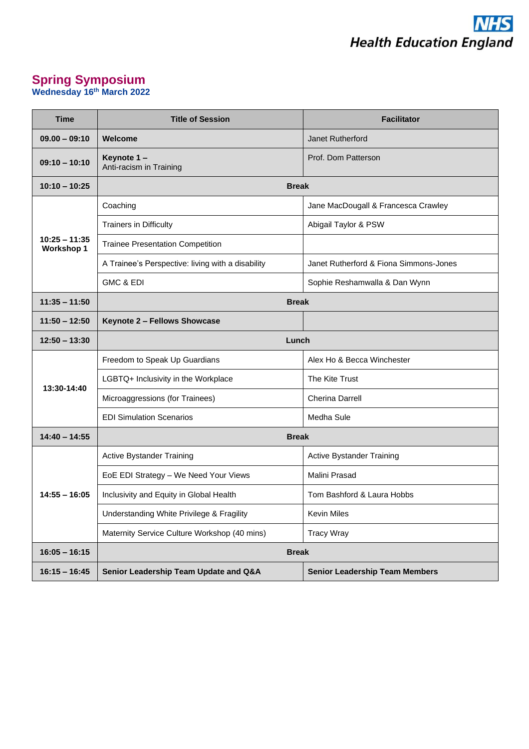NHS
Health Education England

# Spring Symposium

**Wednesday 16th March 2022**

| Time | Title of Session | Facilitator |
|---|---|---|
| **09.00 – 09:10** | **Welcome** | Janet Rutherford |
| **09:10 – 10:10** | **Keynote 1 –** Anti-racism in Training | Prof. Dom Patterson |
| **10:10 – 10:25** | **Break** | |
| **10:25 – 11:35 Workshop 1** | Coaching | Jane MacDougall & Francesca Crawley |
| | Trainers in Difficulty | Abigail Taylor & PSW |
| | Trainee Presentation Competition | |
| | A Trainee's Perspective: living with a disability | Janet Rutherford & Fiona Simmons-Jones |
| | GMC & EDI | Sophie Reshamwalla & Dan Wynn |
| **11:35 – 11:50** | **Break** | |
| **11:50 – 12:50** | **Keynote 2 – Fellows Showcase** | |
| **12:50 – 13:30** | **Lunch** | |
| **13:30-14:40** | Freedom to Speak Up Guardians | Alex Ho & Becca Winchester |
| | LGBTQ+ Inclusivity in the Workplace | The Kite Trust |
| | Microaggressions (for Trainees) | Cherina Darrell |
| | EDI Simulation Scenarios | Medha Sule |
| **14:40 – 14:55** | **Break** | |
| **14:55 – 16:05** | Active Bystander Training | Active Bystander Training |
| | EoE EDI Strategy – We Need Your Views | Malini Prasad |
| | Inclusivity and Equity in Global Health | Tom Bashford & Laura Hobbs |
| | Understanding White Privilege & Fragility | Kevin Miles |
| | Maternity Service Culture Workshop (40 mins) | Tracy Wray |
| **16:05 – 16:15** | **Break** | |
| **16:15 – 16:45** | **Senior Leadership Team Update and Q&A** | **Senior Leadership Team Members** |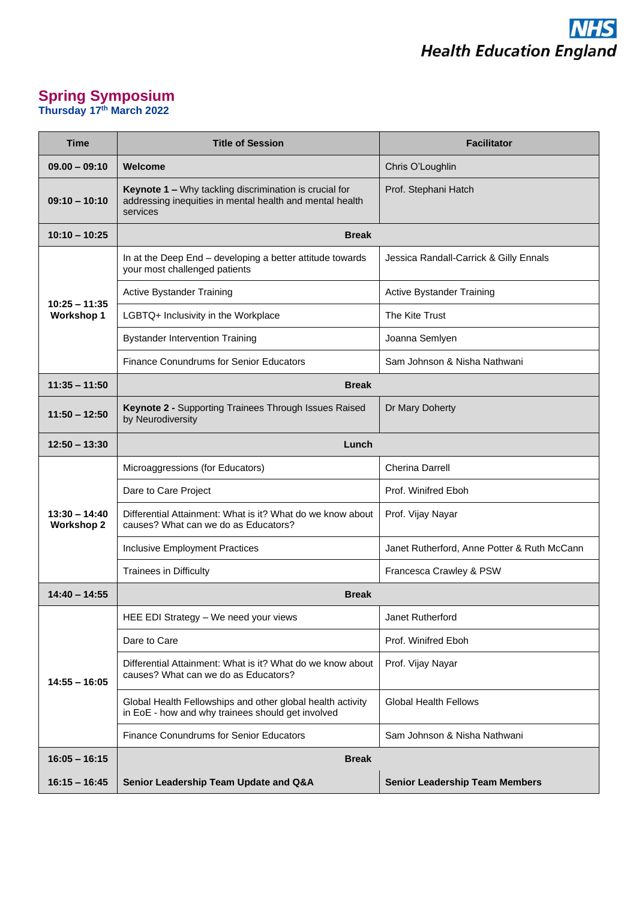NHS
Health Education England

# Spring Symposium

**Thursday 17th March 2022**

| Time | Title of Session | Facilitator |
|---|---|---|
| **09.00 – 09:10** | **Welcome** | Chris O'Loughlin |
| **09:10 – 10:10** | **Keynote 1 –** Why tackling discrimination is crucial for addressing inequities in mental health and mental health services | Prof. Stephani Hatch |
| **10:10 – 10:25** | **Break** | |
| **10:25 – 11:35 Workshop 1** | In at the Deep End – developing a better attitude towards your most challenged patients | Jessica Randall-Carrick & Gilly Ennals |
| | Active Bystander Training | Active Bystander Training |
| | LGBTQ+ Inclusivity in the Workplace | The Kite Trust |
| | Bystander Intervention Training | Joanna Semlyen |
| | Finance Conundrums for Senior Educators | Sam Johnson & Nisha Nathwani |
| **11:35 – 11:50** | **Break** | |
| **11:50 – 12:50** | **Keynote 2 -** Supporting Trainees Through Issues Raised by Neurodiversity | Dr Mary Doherty |
| **12:50 – 13:30** | **Lunch** | |
| **13:30 – 14:40 Workshop 2** | Microaggressions (for Educators) | Cherina Darrell |
| | Dare to Care Project | Prof. Winifred Eboh |
| | Differential Attainment: What is it? What do we know about causes? What can we do as Educators? | Prof. Vijay Nayar |
| | Inclusive Employment Practices | Janet Rutherford, Anne Potter & Ruth McCann |
| | Trainees in Difficulty | Francesca Crawley & PSW |
| **14:40 – 14:55** | **Break** | |
| **14:55 – 16:05** | HEE EDI Strategy – We need your views | Janet Rutherford |
| | Dare to Care | Prof. Winifred Eboh |
| | Differential Attainment: What is it? What do we know about causes? What can we do as Educators? | Prof. Vijay Nayar |
| | Global Health Fellowships and other global health activity in EoE - how and why trainees should get involved | Global Health Fellows |
| | Finance Conundrums for Senior Educators | Sam Johnson & Nisha Nathwani |
| **16:05 – 16:15** | **Break** | |
| **16:15 – 16:45** | **Senior Leadership Team Update and Q&A** | **Senior Leadership Team Members** |